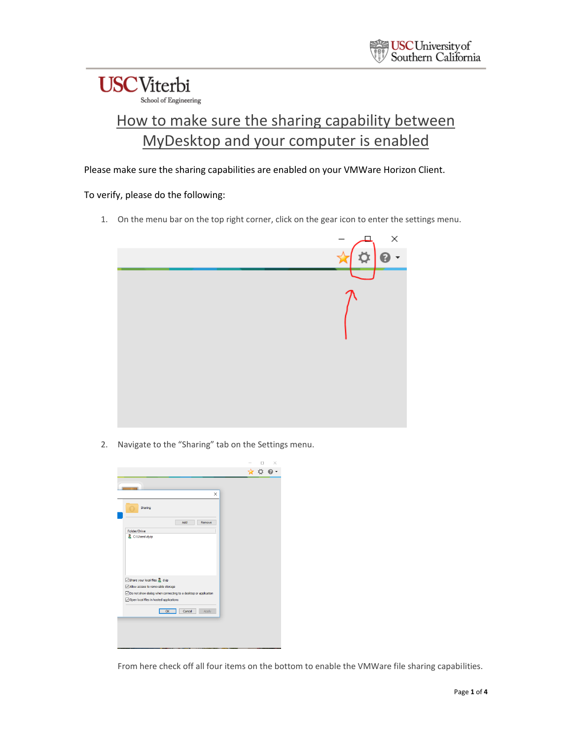# How to make sure the sharing capability between MyDesktop and your computer is enabled

Please make sure the sharing capabilities are enabled on your VMWare Horizon Client.

To verify, please do the following:

1. On the menu bar on the top right corner, click on the gear icon to enter the settings menu.

2. Navigate to the "Sharing" tab on the Settings menu.

   From here check off all four items on the bottom to enable the VMWare file sharing capabilities.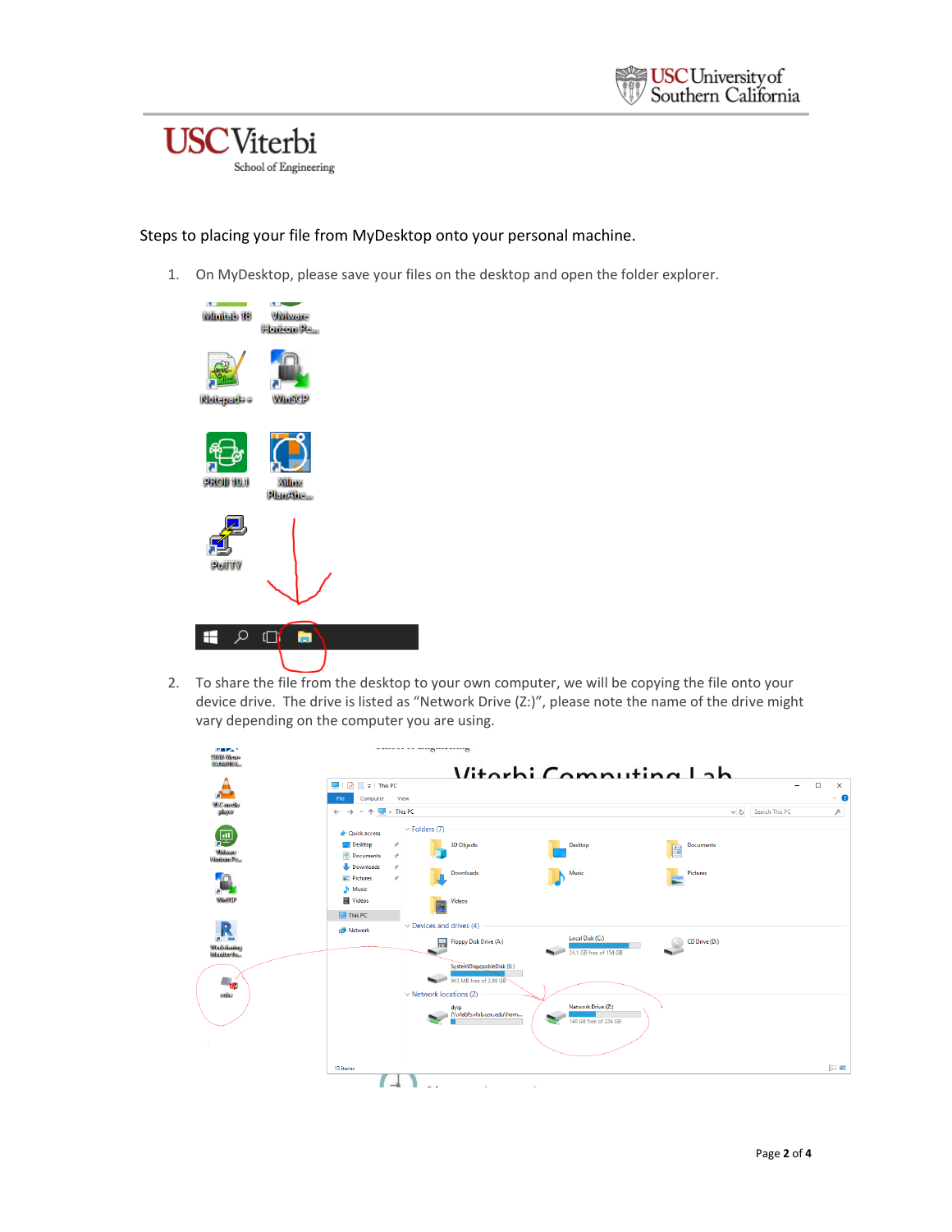Steps to placing your file from MyDesktop onto your personal machine.

1. On MyDesktop, please save your files on the desktop and open the folder explorer.

2. To share the file from the desktop to your own computer, we will be copying the file onto your device drive. The drive is listed as “Network Drive (Z:)”, please note the name of the drive might vary depending on the computer you are using.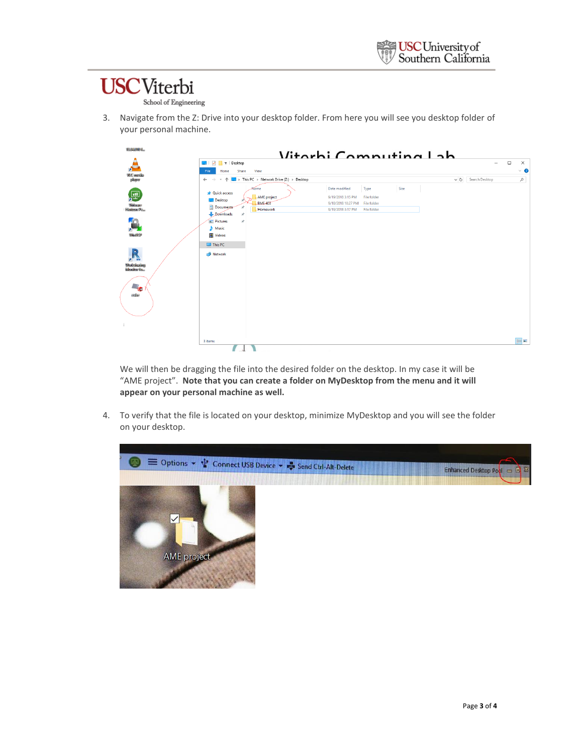3. Navigate from the Z: Drive into your desktop folder. From here you will see you desktop folder of your personal machine.

   We will then be dragging the file into the desired folder on the desktop. In my case it will be "AME project". **Note that you can create a folder on MyDesktop from the menu and it will appear on your personal machine as well.**

4. To verify that the file is located on your desktop, minimize MyDesktop and you will see the folder on your desktop.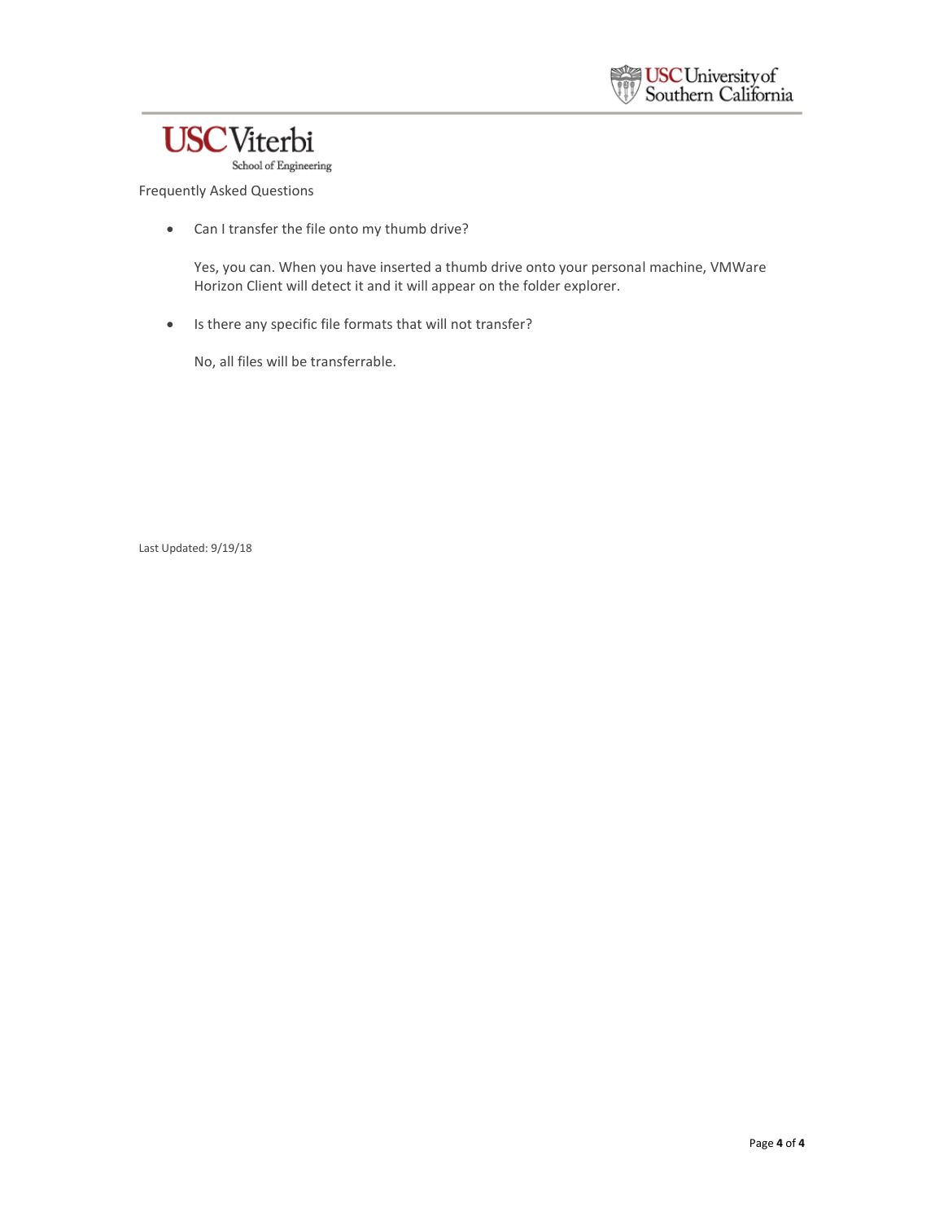Frequently Asked Questions

- Can I transfer the file onto my thumb drive?

  Yes, you can. When you have inserted a thumb drive onto your personal machine, VMWare Horizon Client will detect it and it will appear on the folder explorer.

- Is there any specific file formats that will not transfer?

  No, all files will be transferrable.

Last Updated: 9/19/18